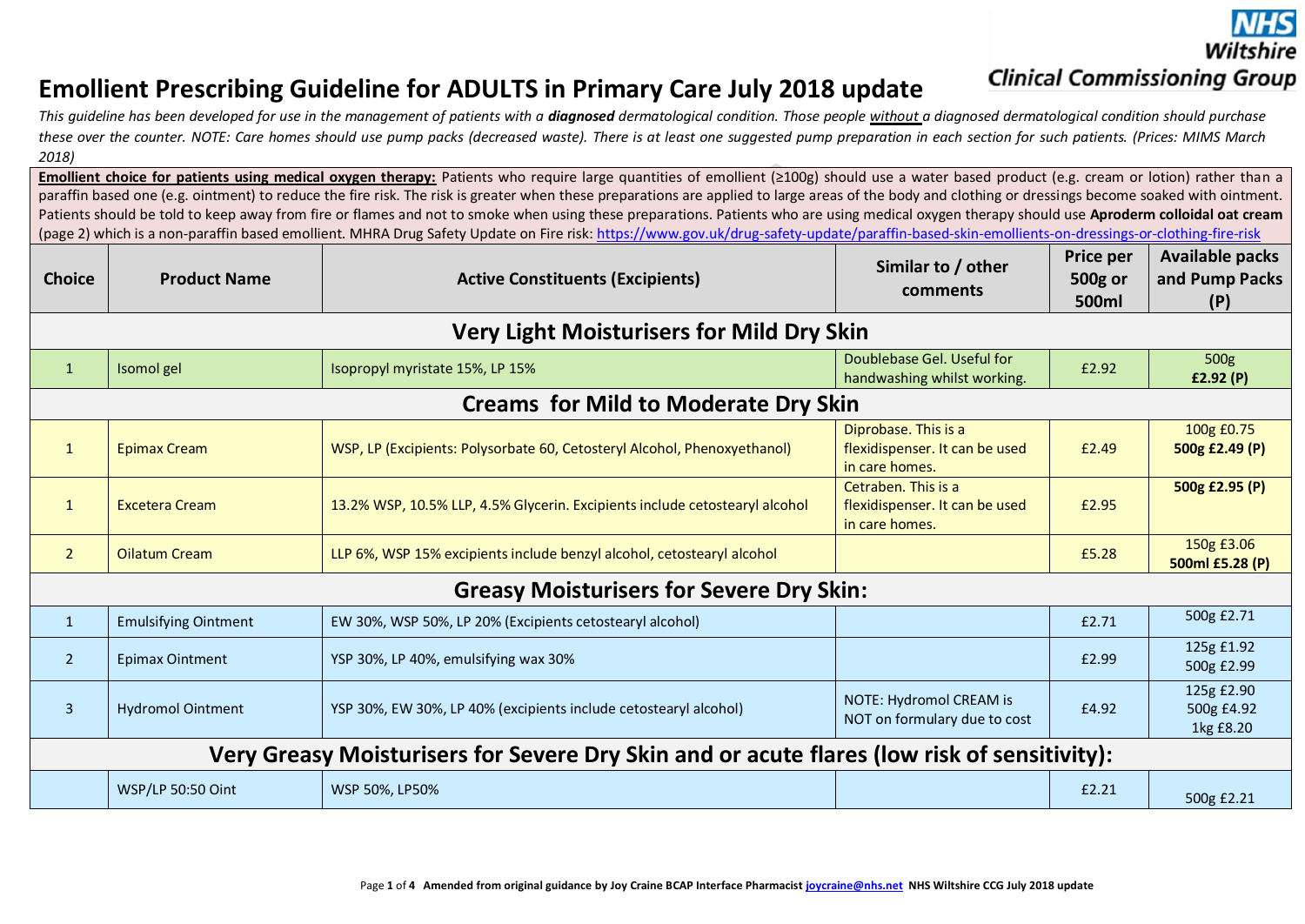# Emollient Prescribing Guideline for ADULTS in Primary Care July 2018 update

NHS Wiltshire Clinical Commissioning Group

*This guideline has been developed for use in the management of patients with a **diagnosed** dermatological condition. Those people without a diagnosed dermatological condition should purchase these over the counter. NOTE: Care homes should use pump packs (decreased waste). There is at least one suggested pump preparation in each section for such patients. (Prices: MIMS March 2018)*

**Emollient choice for patients using medical oxygen therapy:** Patients who require large quantities of emollient (≥100g) should use a water based product (e.g. cream or lotion) rather than a paraffin based one (e.g. ointment) to reduce the fire risk. The risk is greater when these preparations are applied to large areas of the body and clothing or dressings become soaked with ointment. Patients should be told to keep away from fire or flames and not to smoke when using these preparations. Patients who are using medical oxygen therapy should use **Aproderm colloidal oat cream** (page 2) which is a non-paraffin based emollient. MHRA Drug Safety Update on Fire risk: https://www.gov.uk/drug-safety-update/paraffin-based-skin-emollients-on-dressings-or-clothing-fire-risk

| Choice | Product Name | Active Constituents (Excipients) | Similar to / other comments | Price per 500g or 500ml | Available packs and Pump Packs (P) |
|---|---|---|---|---|---|
| **Very Light Moisturisers for Mild Dry Skin** | | | | | |
| 1 | Isomol gel | Isopropyl myristate 15%, LP 15% | Doublebase Gel. Useful for handwashing whilst working. | £2.92 | 500g **£2.92 (P)** |
| **Creams for Mild to Moderate Dry Skin** | | | | | |
| 1 | Epimax Cream | WSP, LP (Excipients: Polysorbate 60, Cetosteryl Alcohol, Phenoxyethanol) | Diprobase. This is a flexidispenser. It can be used in care homes. | £2.49 | 100g £0.75 **500g £2.49 (P)** |
| 1 | Excetera Cream | 13.2% WSP, 10.5% LLP, 4.5% Glycerin. Excipients include cetostearyl alcohol | Cetraben. This is a flexidispenser. It can be used in care homes. | £2.95 | **500g £2.95 (P)** |
| 2 | Oilatum Cream | LLP 6%, WSP 15% excipients include benzyl alcohol, cetostearyl alcohol | | £5.28 | 150g £3.06 **500ml £5.28 (P)** |
| **Greasy Moisturisers for Severe Dry Skin:** | | | | | |
| 1 | Emulsifying Ointment | EW 30%, WSP 50%, LP 20% (Excipients cetostearyl alcohol) | | £2.71 | 500g £2.71 |
| 2 | Epimax Ointment | YSP 30%, LP 40%, emulsifying wax 30% | | £2.99 | 125g £1.92 500g £2.99 |
| 3 | Hydromol Ointment | YSP 30%, EW 30%, LP 40% (excipients include cetostearyl alcohol) | NOTE: Hydromol CREAM is NOT on formulary due to cost | £4.92 | 125g £2.90 500g £4.92 1kg £8.20 |
| **Very Greasy Moisturisers for Severe Dry Skin and or acute flares (low risk of sensitivity):** | | | | | |
| | WSP/LP 50:50 Oint | WSP 50%, LP50% | | £2.21 | 500g £2.21 |

Amended from original guidance by Joy Craine BCAP Interface Pharmacist joycraine@nhs.net NHS Wiltshire CCG July 2018 update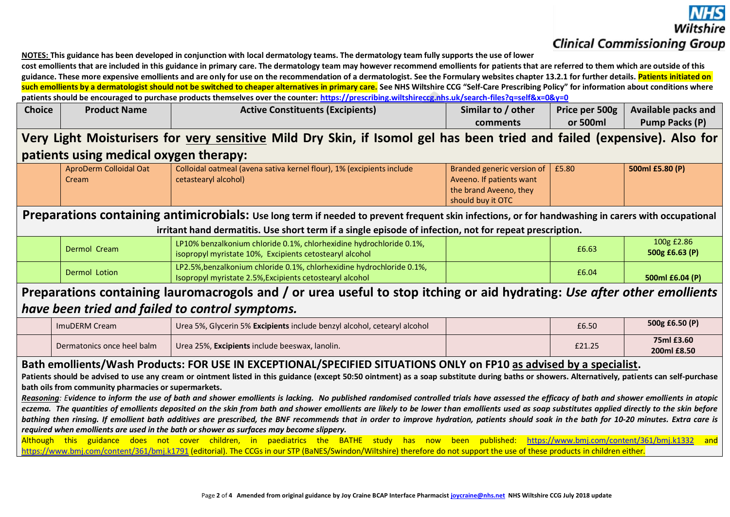**NOTES:** **This guidance has been developed in conjunction with local dermatology teams. The dermatology team fully supports the use of lower cost emollients that are included in this guidance in primary care. The dermatology team may however recommend emollients for patients that are referred to them which are outside of this guidance. These more expensive emollients and are only for use on the recommendation of a dermatologist. See the Formulary websites chapter 13.2.1 for further details. Patients initiated on such emollients by a dermatologist should not be switched to cheaper alternatives in primary care. See NHS Wiltshire CCG "Self-Care Prescribing Policy" for information about conditions where patients should be encouraged to purchase products themselves over the counter: https://prescribing.wiltshireccg.nhs.uk/search-files?q=self&x=0&y=0**

| Choice | Product Name | Active Constituents (Excipients) | Similar to / other comments | Price per 500g or 500ml | Available packs and Pump Packs (P) |
|---|---|---|---|---|---|
| **Very Light Moisturisers for very sensitive Mild Dry Skin, if Isomol gel has been tried and failed (expensive). Also for patients using medical oxygen therapy:** | | | | | |
| | AproDerm Colloidal Oat Cream | Colloidal oatmeal (avena sativa kernel flour), 1% (excipients include cetastearyl alcohol) | Branded generic version of Aveeno. If patients want the brand Aveeno, they should buy it OTC | £5.80 | **500ml £5.80 (P)** |
| **Preparations containing antimicrobials:** **Use long term if needed to prevent frequent skin infections, or for handwashing in carers with occupational irritant hand dermatitis. Use short term if a single episode of infection, not for repeat prescription.** | | | | | |
| | Dermol Cream | LP10% benzalkonium chloride 0.1%, chlorhexidine hydrochloride 0.1%, isopropyl myristate 10%, Excipients cetostearyl alcohol | | £6.63 | 100g £2.86<br>**500g £6.63 (P)** |
| | Dermol Lotion | LP2.5%,benzalkonium chloride 0.1%, chlorhexidine hydrochloride 0.1%, Isopropyl myristate 2.5%,Excipients cetostearyl alcohol | | £6.04 | **500ml £6.04 (P)** |
| **Preparations containing lauromacrogols and / or urea useful to stop itching or aid hydrating:** ***Use after other emollients have been tried and failed to control symptoms.*** | | | | | |
| | ImuDERM Cream | Urea 5%, Glycerin 5% **Excipients** include benzyl alcohol, cetearyl alcohol | | £6.50 | **500g £6.50 (P)** |
| | Dermatonics once heel balm | Urea 25%, **Excipients** include beeswax, lanolin. | | £21.25 | **75ml £3.60**<br>**200ml £8.50** |

**Bath emollients/Wash Products: FOR USE IN EXCEPTIONAL/SPECIFIED SITUATIONS ONLY on FP10 as advised by a specialist.**

**Patients should be advised to use any cream or ointment listed in this guidance (except 50:50 ointment) as a soap substitute during baths or showers. Alternatively, patients can self-purchase bath oils from community pharmacies or supermarkets.**

***Reasoning**: Evidence to inform the use of bath and shower emollients is lacking. No published randomised controlled trials have assessed the efficacy of bath and shower emollients in atopic eczema. The quantities of emollients deposited on the skin from bath and shower emollients are likely to be lower than emollients used as soap substitutes applied directly to the skin before bathing then rinsing. If emollient bath additives are prescribed, the BNF recommends that in order to improve hydration, patients should soak in the bath for 10-20 minutes. Extra care is required when emollients are used in the bath or shower as surfaces may become slippery.*

Although this guidance does not cover children, in paediatrics the BATHE study has now been published: https://www.bmj.com/content/361/bmj.k1332 and https://www.bmj.com/content/361/bmj.k1791 (editorial). The CCGs in our STP (BaNES/Swindon/Wiltshire) therefore do not support the use of these products in children either.

Amended from original guidance by Joy Craine BCAP Interface Pharmacist joycraine@nhs.net NHS Wiltshire CCG July 2018 update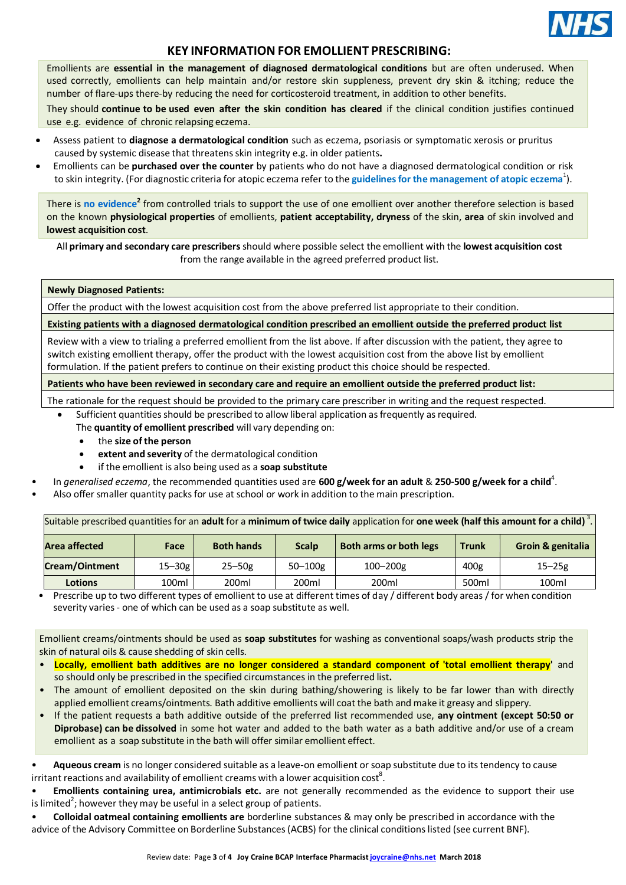# KEY INFORMATION FOR EMOLLIENT PRESCRIBING:

Emollients are **essential in the management of diagnosed dermatological conditions** but are often underused. When used correctly, emollients can help maintain and/or restore skin suppleness, prevent dry skin & itching; reduce the number of flare-ups there-by reducing the need for corticosteroid treatment, in addition to other benefits.

They should **continue to be used even after the skin condition has cleared** if the clinical condition justifies continued use e.g. evidence of chronic relapsing eczema.

- Assess patient to **diagnose a dermatological condition** such as eczema, psoriasis or symptomatic xerosis or pruritus caused by systemic disease that threatens skin integrity e.g. in older patients**.**
- Emollients can be **purchased over the counter** by patients who do not have a diagnosed dermatological condition or risk to skin integrity. (For diagnostic criteria for atopic eczema refer to the **guidelines for the management of atopic eczema**[1]).

There is **no evidence**[2] from controlled trials to support the use of one emollient over another therefore selection is based on the known **physiological properties** of emollients, **patient acceptability, dryness** of the skin, **area** of skin involved and **lowest acquisition cost**.

All **primary and secondary care prescribers** should where possible select the emollient with the **lowest acquisition cost** from the range available in the agreed preferred product list.

| **Newly Diagnosed Patients:** |
|---|
| Offer the product with the lowest acquisition cost from the above preferred list appropriate to their condition. |
| **Existing patients with a diagnosed dermatological condition prescribed an emollient outside the preferred product list** |
| Review with a view to trialing a preferred emollient from the list above. If after discussion with the patient, they agree to switch existing emollient therapy, offer the product with the lowest acquisition cost from the above list by emollient formulation. If the patient prefers to continue on their existing product this choice should be respected. |
| **Patients who have been reviewed in secondary care and require an emollient outside the preferred product list:** |
| The rationale for the request should be provided to the primary care prescriber in writing and the request respected. |

- Sufficient quantities should be prescribed to allow liberal application as frequently as required.
  The **quantity of emollient prescribed** will vary depending on:
  - the **size of the person**
  - **extent and severity** of the dermatological condition
  - if the emollient is also being used as a **soap substitute**
- In *generalised eczema*, the recommended quantities used are **600 g/week for an adult** & **250-500 g/week for a child**[4].
- Also offer smaller quantity packs for use at school or work in addition to the main prescription.

Suitable prescribed quantities for an **adult** for a **minimum of twice daily** application for **one week (half this amount for a child)**[3].

| **Area affected** | **Face** | **Both hands** | **Scalp** | **Both arms or both legs** | **Trunk** | **Groin & genitalia** |
|---|---|---|---|---|---|---|
| **Cream/Ointment** | 15–30g | 25–50g | 50–100g | 100–200g | 400g | 15–25g |
| **Lotions** | 100ml | 200ml | 200ml | 200ml | 500ml | 100ml |

- Prescribe up to two different types of emollient to use at different times of day / different body areas / for when condition severity varies - one of which can be used as a soap substitute as well.

Emollient creams/ointments should be used as **soap substitutes** for washing as conventional soaps/wash products strip the skin of natural oils & cause shedding of skin cells.

- **Locally, emollient bath additives are no longer considered a standard component of 'total emollient therapy'** and so should only be prescribed in the specified circumstances in the preferred list.
- The amount of emollient deposited on the skin during bathing/showering is likely to be far lower than with directly applied emollient creams/ointments. Bath additive emollients will coat the bath and make it greasy and slippery.
- If the patient requests a bath additive outside of the preferred list recommended use, **any ointment (except 50:50 or Diprobase) can be dissolved** in some hot water and added to the bath water as a bath additive and/or use of a cream emollient as a soap substitute in the bath will offer similar emollient effect.

- **Aqueous cream** is no longer considered suitable as a leave-on emollient or soap substitute due to its tendency to cause irritant reactions and availability of emollient creams with a lower acquisition cost[8].
- **Emollients containing urea, antimicrobials etc.** are not generally recommended as the evidence to support their use is limited[2]; however they may be useful in a select group of patients.
- **Colloidal oatmeal containing emollients are** borderline substances & may only be prescribed in accordance with the advice of the Advisory Committee on Borderline Substances (ACBS) for the clinical conditions listed (see current BNF).

Review date: **Joy Craine BCAP Interface Pharmacist joycraine@nhs.net March 2018**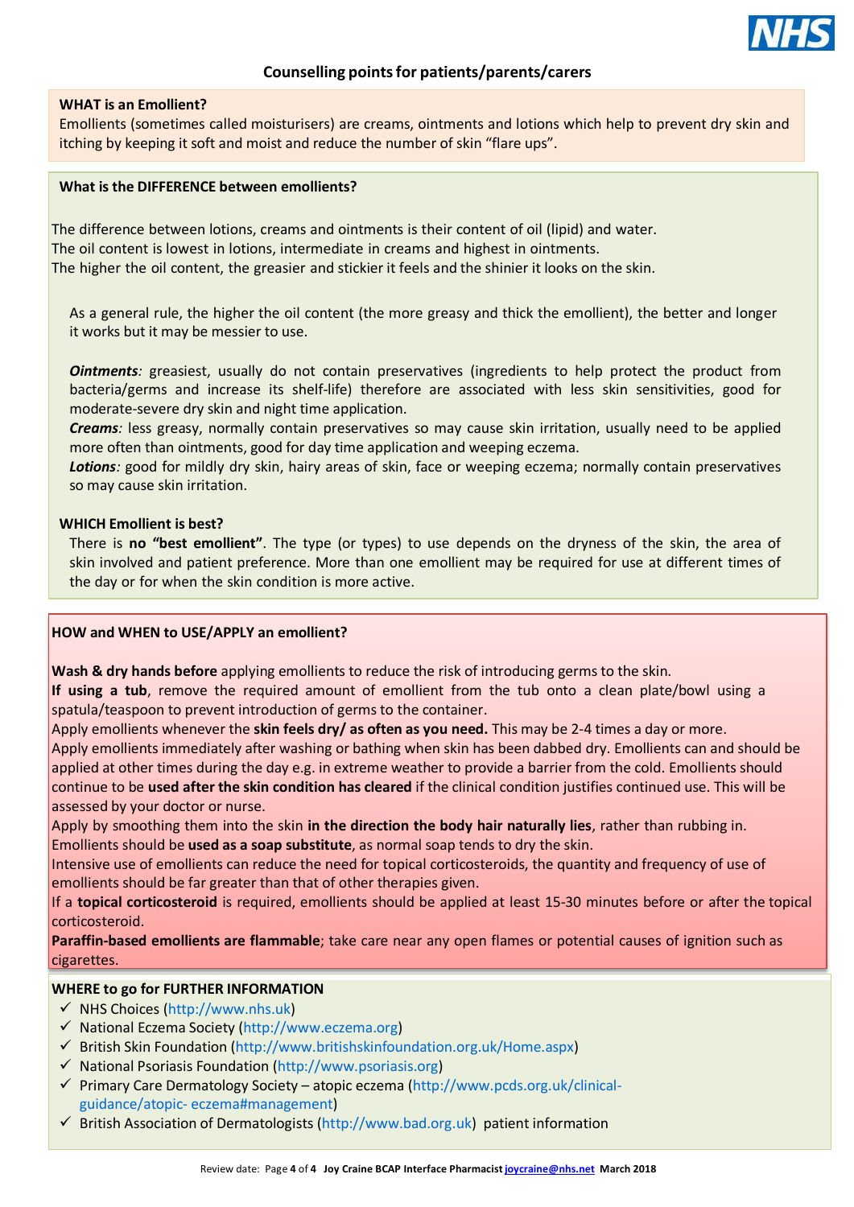## Counselling points for patients/parents/carers

**WHAT is an Emollient?**

Emollients (sometimes called moisturisers) are creams, ointments and lotions which help to prevent dry skin and itching by keeping it soft and moist and reduce the number of skin "flare ups".

**What is the DIFFERENCE between emollients?**

The difference between lotions, creams and ointments is their content of oil (lipid) and water.
The oil content is lowest in lotions, intermediate in creams and highest in ointments.
The higher the oil content, the greasier and stickier it feels and the shinier it looks on the skin.

As a general rule, the higher the oil content (the more greasy and thick the emollient), the better and longer it works but it may be messier to use.

***Ointments:*** greasiest, usually do not contain preservatives (ingredients to help protect the product from bacteria/germs and increase its shelf-life) therefore are associated with less skin sensitivities, good for moderate-severe dry skin and night time application.
***Creams:*** less greasy, normally contain preservatives so may cause skin irritation, usually need to be applied more often than ointments, good for day time application and weeping eczema.
***Lotions:*** good for mildly dry skin, hairy areas of skin, face or weeping eczema; normally contain preservatives so may cause skin irritation.

**WHICH Emollient is best?**

There is **no "best emollient"**. The type (or types) to use depends on the dryness of the skin, the area of skin involved and patient preference. More than one emollient may be required for use at different times of the day or for when the skin condition is more active.

**HOW and WHEN to USE/APPLY an emollient?**

**Wash & dry hands before** applying emollients to reduce the risk of introducing germs to the skin.
**If using a tub**, remove the required amount of emollient from the tub onto a clean plate/bowl using a spatula/teaspoon to prevent introduction of germs to the container.
Apply emollients whenever the **skin feels dry/ as often as you need.** This may be 2-4 times a day or more.
Apply emollients immediately after washing or bathing when skin has been dabbed dry. Emollients can and should be applied at other times during the day e.g. in extreme weather to provide a barrier from the cold. Emollients should continue to be **used after the skin condition has cleared** if the clinical condition justifies continued use. This will be assessed by your doctor or nurse.
Apply by smoothing them into the skin **in the direction the body hair naturally lies**, rather than rubbing in.
Emollients should be **used as a soap substitute**, as normal soap tends to dry the skin.
Intensive use of emollients can reduce the need for topical corticosteroids, the quantity and frequency of use of emollients should be far greater than that of other therapies given.
If a **topical corticosteroid** is required, emollients should be applied at least 15-30 minutes before or after the topical corticosteroid.
**Paraffin-based emollients are flammable**; take care near any open flames or potential causes of ignition such as cigarettes.

**WHERE to go for FURTHER INFORMATION**

- ✓ NHS Choices (http://www.nhs.uk)
- ✓ National Eczema Society (http://www.eczema.org)
- ✓ British Skin Foundation (http://www.britishskinfoundation.org.uk/Home.aspx)
- ✓ National Psoriasis Foundation (http://www.psoriasis.org)
- ✓ Primary Care Dermatology Society – atopic eczema (http://www.pcds.org.uk/clinical-guidance/atopic- eczema#management)
- ✓ British Association of Dermatologists (http://www.bad.org.uk) patient information

Review date: Joy Craine BCAP Interface Pharmacist joycraine@nhs.net March 2018